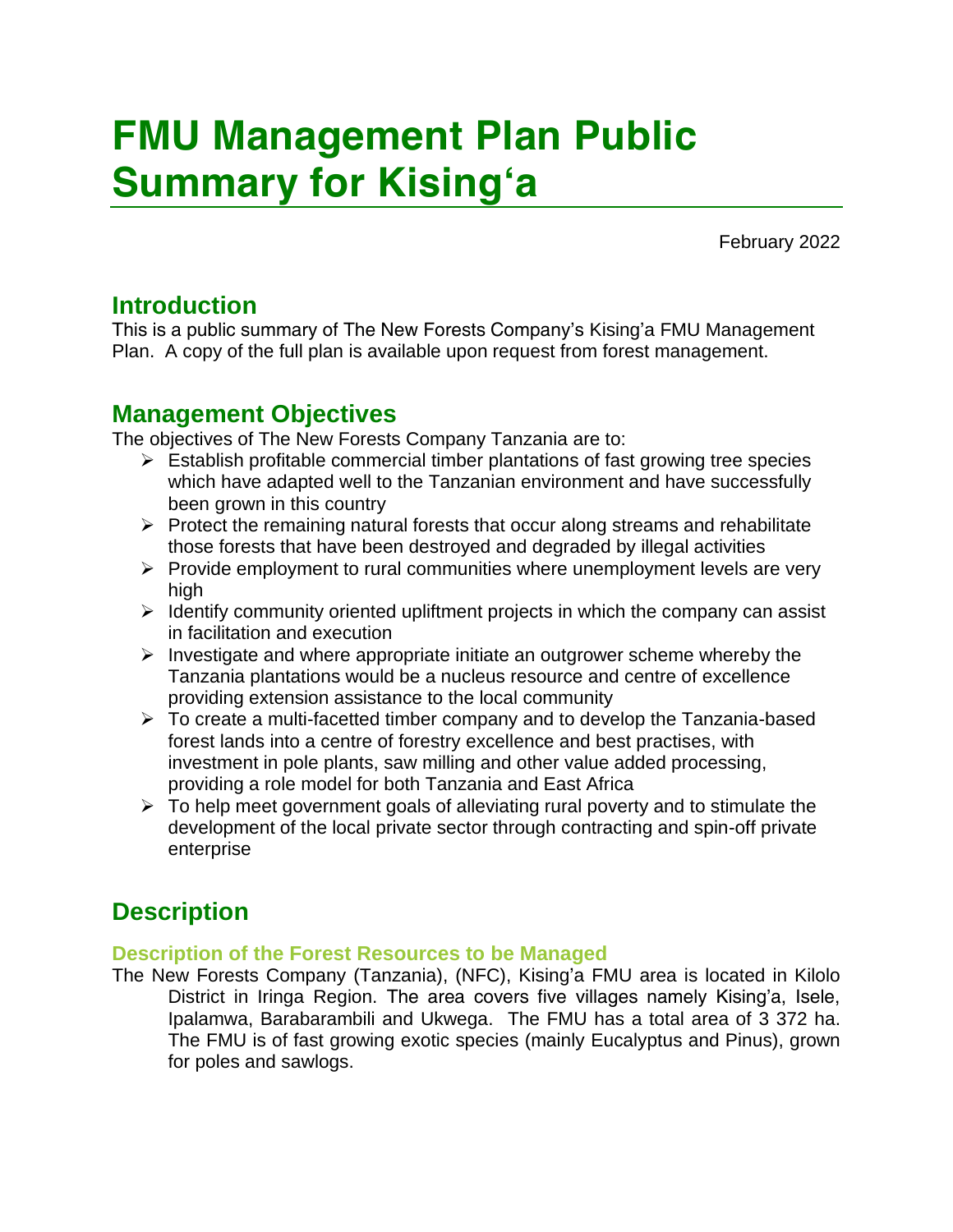# FMU Management Plan Public Summary for Kising'a

February 2022

## Introduction

This is a public summary of The New Forests Company's Kising'a FMU Management Plan. A copy of the full plan is available upon request from forest management.

## Management Objectives

The objectives of The New Forests Company Tanzania are to:

- Establish profitable commercial timber plantations of fast growing tree species which have adapted well to the Tanzanian environment and have successfully been grown in this country
- Protect the remaining natural forests that occur along streams and rehabilitate those forests that have been destroyed and degraded by illegal activities
- Provide employment to rural communities where unemployment levels are very high
- Identify community oriented upliftment projects in which the company can assist in facilitation and execution
- Investigate and where appropriate initiate an outgrower scheme whereby the Tanzania plantations would be a nucleus resource and centre of excellence providing extension assistance to the local community
- To create a multi-facetted timber company and to develop the Tanzania-based forest lands into a centre of forestry excellence and best practises, with investment in pole plants, saw milling and other value added processing, providing a role model for both Tanzania and East Africa
- To help meet government goals of alleviating rural poverty and to stimulate the development of the local private sector through contracting and spin-off private enterprise

## Description

### Description of the Forest Resources to be Managed

The New Forests Company (Tanzania), (NFC), Kising'a FMU area is located in Kilolo District in Iringa Region. The area covers five villages namely Kising'a, Isele, Ipalamwa, Barabarambili and Ukwega. The FMU has a total area of 3 372 ha. The FMU is of fast growing exotic species (mainly Eucalyptus and Pinus), grown for poles and sawlogs.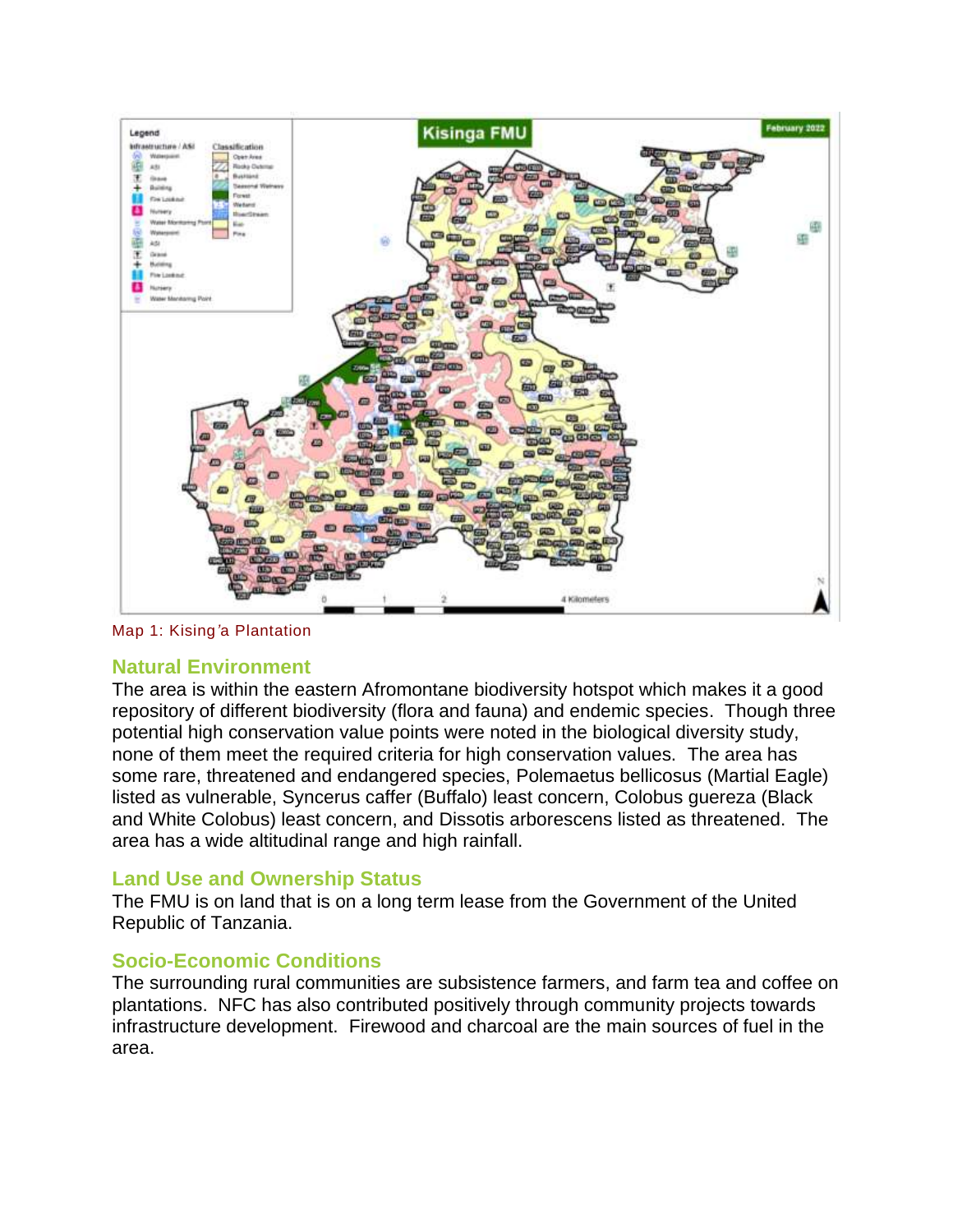Map 1: Kising'a Plantation

## Natural Environment

The area is within the eastern Afromontane biodiversity hotspot which makes it a good repository of different biodiversity (flora and fauna) and endemic species. Though three potential high conservation value points were noted in the biological diversity study, none of them meet the required criteria for high conservation values. The area has some rare, threatened and endangered species, Polemaetus bellicosus (Martial Eagle) listed as vulnerable, Syncerus caffer (Buffalo) least concern, Colobus guereza (Black and White Colobus) least concern, and Dissotis arborescens listed as threatened. The area has a wide altitudinal range and high rainfall.

## Land Use and Ownership Status

The FMU is on land that is on a long term lease from the Government of the United Republic of Tanzania.

## Socio-Economic Conditions

The surrounding rural communities are subsistence farmers, and farm tea and coffee on plantations. NFC has also contributed positively through community projects towards infrastructure development. Firewood and charcoal are the main sources of fuel in the area.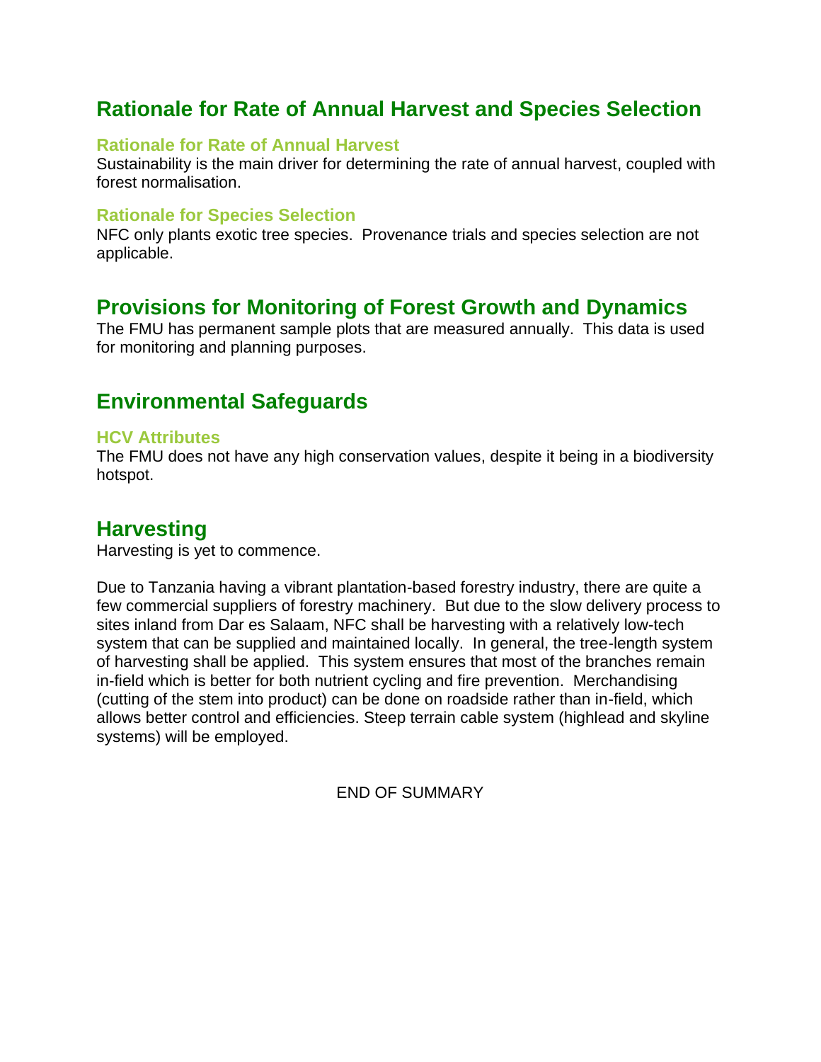## Rationale for Rate of Annual Harvest and Species Selection

### Rationale for Rate of Annual Harvest

Sustainability is the main driver for determining the rate of annual harvest, coupled with forest normalisation.

### Rationale for Species Selection

NFC only plants exotic tree species. Provenance trials and species selection are not applicable.

## Provisions for Monitoring of Forest Growth and Dynamics

The FMU has permanent sample plots that are measured annually. This data is used for monitoring and planning purposes.

## Environmental Safeguards

### HCV Attributes

The FMU does not have any high conservation values, despite it being in a biodiversity hotspot.

## Harvesting

Harvesting is yet to commence.

Due to Tanzania having a vibrant plantation-based forestry industry, there are quite a few commercial suppliers of forestry machinery. But due to the slow delivery process to sites inland from Dar es Salaam, NFC shall be harvesting with a relatively low-tech system that can be supplied and maintained locally. In general, the tree-length system of harvesting shall be applied. This system ensures that most of the branches remain in-field which is better for both nutrient cycling and fire prevention. Merchandising (cutting of the stem into product) can be done on roadside rather than in-field, which allows better control and efficiencies. Steep terrain cable system (highlead and skyline systems) will be employed.

END OF SUMMARY